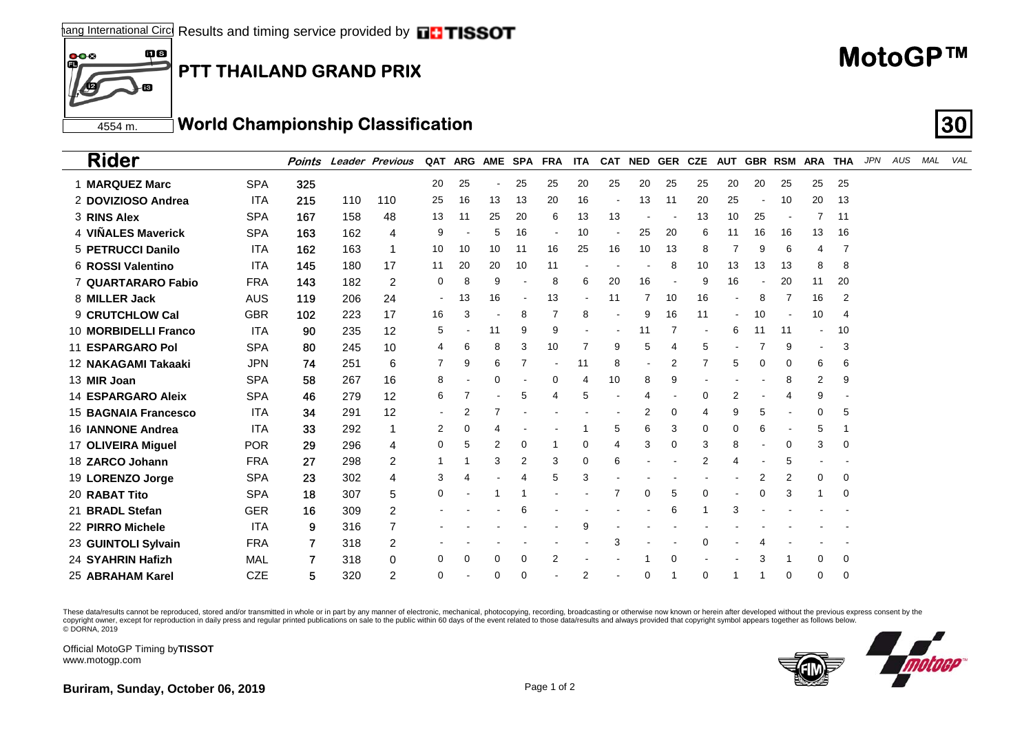Results and timing service provided by TISSOT

# MotoGP™

## PTT THAILAND GRAND PRIX

4554 m.

## World Championship Classification

| Rider | | Points | Leader | Previous | QAT | ARG | AME | SPA | FRA | ITA | CAT | NED | GER | CZE | AUT | GBR | RSM | ARA | THA | JPN | AUS | MAL | VAL |
|---|---|---|---|---|---|---|---|---|---|---|---|---|---|---|---|---|---|---|---|---|---|---|---|
| 1 **MARQUEZ Marc** | SPA | **325** | | | 20 | 25 | - | 25 | 25 | 20 | 25 | 20 | 25 | 25 | 20 | 20 | 25 | 25 | 25 | | | | |
| 2 **DOVIZIOSO Andrea** | ITA | **215** | 110 | 110 | 25 | 16 | 13 | 13 | 20 | 16 | - | 13 | 11 | 20 | 25 | - | 10 | 20 | 13 | | | | |
| 3 **RINS Alex** | SPA | **167** | 158 | 48 | 13 | 11 | 25 | 20 | 6 | 13 | 13 | - | - | 13 | 10 | 25 | - | 7 | 11 | | | | |
| 4 **VIÑALES Maverick** | SPA | **163** | 162 | 4 | 9 | - | 5 | 16 | - | 10 | - | 25 | 20 | 6 | 11 | 16 | 16 | 13 | 16 | | | | |
| 5 **PETRUCCI Danilo** | ITA | **162** | 163 | 1 | 10 | 10 | 10 | 11 | 16 | 25 | 16 | 10 | 13 | 8 | 7 | 9 | 6 | 4 | 7 | | | | |
| 6 **ROSSI Valentino** | ITA | **145** | 180 | 17 | 11 | 20 | 20 | 10 | 11 | - | - | - | 8 | 10 | 13 | 13 | 13 | 8 | 8 | | | | |
| 7 **QUARTARARO Fabio** | FRA | **143** | 182 | 2 | 0 | 8 | 9 | - | 8 | 6 | 20 | 16 | - | 9 | 16 | - | 20 | 11 | 20 | | | | |
| 8 **MILLER Jack** | AUS | **119** | 206 | 24 | - | 13 | 16 | - | 13 | - | 11 | 7 | 10 | 16 | - | 8 | 7 | 16 | 2 | | | | |
| 9 **CRUTCHLOW Cal** | GBR | **102** | 223 | 17 | 16 | 3 | - | 8 | 7 | 8 | - | 9 | 16 | 11 | - | 10 | - | 10 | 4 | | | | |
| 10 **MORBIDELLI Franco** | ITA | **90** | 235 | 12 | 5 | - | 11 | 9 | 9 | - | - | 11 | 7 | - | 6 | 11 | 11 | - | 10 | | | | |
| 11 **ESPARGARO Pol** | SPA | **80** | 245 | 10 | 4 | 6 | 8 | 3 | 10 | 7 | 9 | 5 | 4 | 5 | - | 7 | 9 | - | 3 | | | | |
| 12 **NAKAGAMI Takaaki** | JPN | **74** | 251 | 6 | 7 | 9 | 6 | 7 | - | 11 | 8 | - | 2 | 7 | 5 | 0 | 0 | 6 | 6 | | | | |
| 13 **MIR Joan** | SPA | **58** | 267 | 16 | 8 | - | 0 | - | 0 | 4 | 10 | 8 | 9 | - | - | - | 8 | 2 | 9 | | | | |
| 14 **ESPARGARO Aleix** | SPA | **46** | 279 | 12 | 6 | 7 | - | 5 | 4 | 5 | - | 4 | - | 0 | 2 | - | 4 | 9 | - | | | | |
| 15 **BAGNAIA Francesco** | ITA | **34** | 291 | 12 | - | 2 | 7 | - | - | - | - | 2 | 0 | 4 | 9 | 5 | - | 0 | 5 | | | | |
| 16 **IANNONE Andrea** | ITA | **33** | 292 | 1 | 2 | 0 | 4 | - | - | 1 | 5 | 6 | 3 | 0 | 0 | 6 | - | 5 | 1 | | | | |
| 17 **OLIVEIRA Miguel** | POR | **29** | 296 | 4 | 0 | 5 | 2 | 0 | 1 | 0 | 4 | 3 | 0 | 3 | 8 | - | 0 | 3 | 0 | | | | |
| 18 **ZARCO Johann** | FRA | **27** | 298 | 2 | 1 | 1 | 3 | 2 | 3 | 0 | 6 | - | - | 2 | 4 | - | 5 | - | - | | | | |
| 19 **LORENZO Jorge** | SPA | **23** | 302 | 4 | 3 | 4 | - | 4 | 5 | 3 | - | - | - | - | - | 2 | 2 | 0 | 0 | | | | |
| 20 **RABAT Tito** | SPA | **18** | 307 | 5 | 0 | - | 1 | 1 | - | - | 7 | 0 | 5 | 0 | - | 0 | 3 | 1 | 0 | | | | |
| 21 **BRADL Stefan** | GER | **16** | 309 | 2 | - | - | - | 6 | - | - | - | - | 6 | 1 | 3 | - | - | - | - | | | | |
| 22 **PIRRO Michele** | ITA | **9** | 316 | 7 | - | - | - | - | - | 9 | - | - | - | - | - | - | - | - | - | | | | |
| 23 **GUINTOLI Sylvain** | FRA | **7** | 318 | 2 | - | - | - | - | - | - | 3 | - | - | 0 | - | 4 | - | - | - | | | | |
| 24 **SYAHRIN Hafizh** | MAL | **7** | 318 | 0 | 0 | 0 | 0 | 0 | 2 | - | - | 1 | 0 | - | - | 3 | 1 | 0 | 0 | | | | |
| 25 **ABRAHAM Karel** | CZE | **5** | 320 | 2 | 0 | - | 0 | 0 | - | 2 | - | 0 | 1 | 0 | 1 | 1 | 0 | 0 | 0 | | | | |

These data/results cannot be reproduced, stored and/or transmitted in whole or in part by any manner of electronic, mechanical, photocopying, recording, broadcasting or otherwise now known or herein after developed without the previous express consent by the copyright owner, except for reproduction in daily press and regular printed publications on sale to the public within 60 days of the event related to those data/results and always provided that copyright symbol appears together as follows below.
© DORNA, 2019

Official MotoGP Timing by **TISSOT**
www.motogp.com

**Buriram, Sunday, October 06, 2019**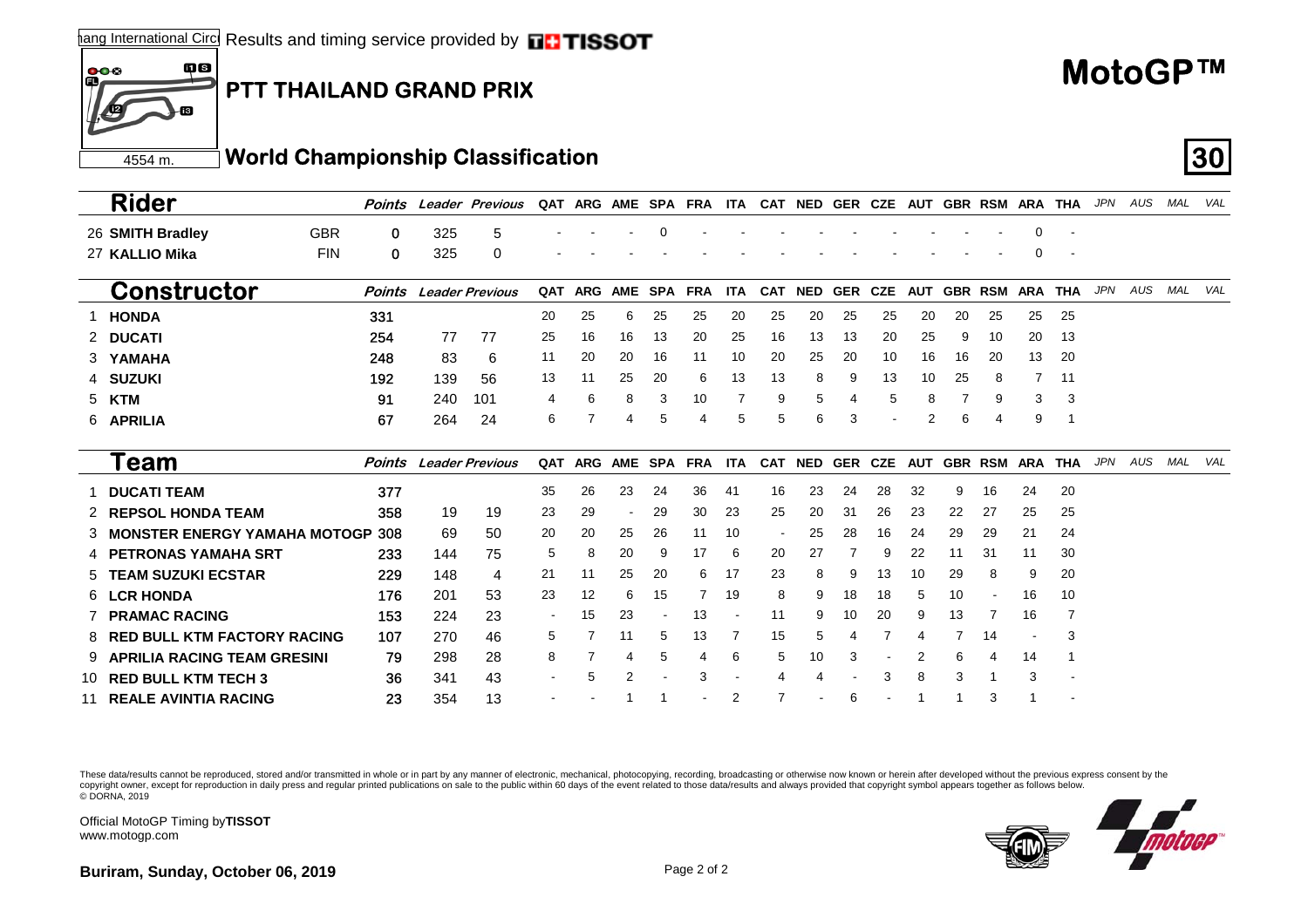# PTT THAILAND GRAND PRIX

## World Championship Classification

4554 m.

| | Rider | | Points | Leader | Previous | QAT | ARG | AME | SPA | FRA | ITA | CAT | NED | GER | CZE | AUT | GBR | RSM | ARA | THA | JPN | AUS | MAL | VAL |
|---|---|---|---|---|---|---|---|---|---|---|---|---|---|---|---|---|---|---|---|---|---|---|---|---|
| 26 | SMITH Bradley | GBR | 0 | 325 | 5 | - | - | - | 0 | - | - | - | - | - | - | - | - | - | 0 | - | | | | |
| 27 | KALLIO Mika | FIN | 0 | 325 | 0 | - | - | - | - | - | - | - | - | - | - | - | - | - | 0 | - | | | | |

| | Constructor | Points | Leader | Previous | QAT | ARG | AME | SPA | FRA | ITA | CAT | NED | GER | CZE | AUT | GBR | RSM | ARA | THA | JPN | AUS | MAL | VAL |
|---|---|---|---|---|---|---|---|---|---|---|---|---|---|---|---|---|---|---|---|---|---|---|---|
| 1 | HONDA | 331 | | | 20 | 25 | 6 | 25 | 25 | 20 | 25 | 20 | 25 | 25 | 20 | 20 | 25 | 25 | 25 | | | | |
| 2 | DUCATI | 254 | 77 | 77 | 25 | 16 | 16 | 13 | 20 | 25 | 16 | 13 | 13 | 20 | 25 | 9 | 10 | 20 | 13 | | | | |
| 3 | YAMAHA | 248 | 83 | 6 | 11 | 20 | 20 | 16 | 11 | 10 | 20 | 25 | 20 | 10 | 16 | 16 | 20 | 13 | 20 | | | | |
| 4 | SUZUKI | 192 | 139 | 56 | 13 | 11 | 25 | 20 | 6 | 13 | 13 | 8 | 9 | 13 | 10 | 25 | 8 | 7 | 11 | | | | |
| 5 | KTM | 91 | 240 | 101 | 4 | 6 | 8 | 3 | 10 | 7 | 9 | 5 | 4 | 5 | 8 | 7 | 9 | 3 | 3 | | | | |
| 6 | APRILIA | 67 | 264 | 24 | 6 | 7 | 4 | 5 | 4 | 5 | 5 | 6 | 3 | - | 2 | 6 | 4 | 9 | 1 | | | | |

| | Team | Points | Leader | Previous | QAT | ARG | AME | SPA | FRA | ITA | CAT | NED | GER | CZE | AUT | GBR | RSM | ARA | THA | JPN | AUS | MAL | VAL |
|---|---|---|---|---|---|---|---|---|---|---|---|---|---|---|---|---|---|---|---|---|---|---|---|
| 1 | DUCATI TEAM | 377 | | | 35 | 26 | 23 | 24 | 36 | 41 | 16 | 23 | 24 | 28 | 32 | 9 | 16 | 24 | 20 | | | | |
| 2 | REPSOL HONDA TEAM | 358 | 19 | 19 | 23 | 29 | - | 29 | 30 | 23 | 25 | 20 | 31 | 26 | 23 | 22 | 27 | 25 | 25 | | | | |
| 3 | MONSTER ENERGY YAMAHA MOTOGP | 308 | 69 | 50 | 20 | 20 | 25 | 26 | 11 | 10 | - | 25 | 28 | 16 | 24 | 29 | 29 | 21 | 24 | | | | |
| 4 | PETRONAS YAMAHA SRT | 233 | 144 | 75 | 5 | 8 | 20 | 9 | 17 | 6 | 20 | 27 | 7 | 9 | 22 | 11 | 31 | 11 | 30 | | | | |
| 5 | TEAM SUZUKI ECSTAR | 229 | 148 | 4 | 21 | 11 | 25 | 20 | 6 | 17 | 23 | 8 | 9 | 13 | 10 | 29 | 8 | 9 | 20 | | | | |
| 6 | LCR HONDA | 176 | 201 | 53 | 23 | 12 | 6 | 15 | 7 | 19 | 8 | 9 | 18 | 18 | 5 | 10 | - | 16 | 10 | | | | |
| 7 | PRAMAC RACING | 153 | 224 | 23 | - | 15 | 23 | - | 13 | - | 11 | 9 | 10 | 20 | 9 | 13 | 7 | 16 | 7 | | | | |
| 8 | RED BULL KTM FACTORY RACING | 107 | 270 | 46 | 5 | 7 | 11 | 5 | 13 | 7 | 15 | 5 | 4 | 7 | 4 | 7 | 14 | - | 3 | | | | |
| 9 | APRILIA RACING TEAM GRESINI | 79 | 298 | 28 | 8 | 7 | 4 | 5 | 4 | 6 | 5 | 10 | 3 | - | 2 | 6 | 4 | 14 | 1 | | | | |
| 10 | RED BULL KTM TECH 3 | 36 | 341 | 43 | - | 5 | 2 | - | 3 | - | 4 | 4 | - | 3 | 8 | 3 | 1 | 3 | - | | | | |
| 11 | REALE AVINTIA RACING | 23 | 354 | 13 | - | - | 1 | 1 | - | 2 | 7 | - | 6 | - | 1 | 1 | 3 | 1 | - | | | | |

These data/results cannot be reproduced, stored and/or transmitted in whole or in part by any manner of electronic, mechanical, photocopying, recording, broadcasting or otherwise now known or herein after developed without the previous express consent by the copyright owner, except for reproduction in daily press and regular printed publications on sale to the public within 60 days of the event related to those data/results and always provided that copyright symbol appears together as follows below.
© DORNA, 2019

Official MotoGP Timing by TISSOT
www.motogp.com

Buriram, Sunday, October 06, 2019